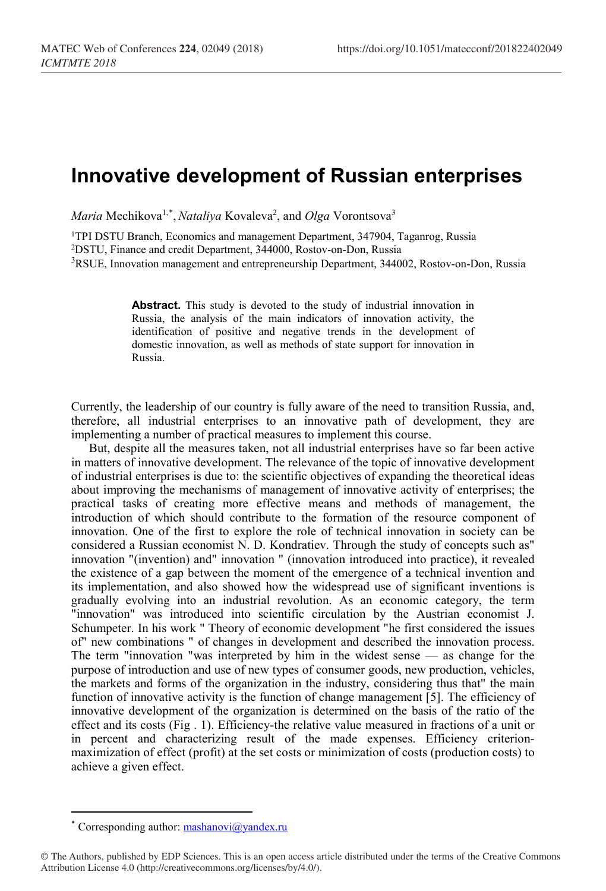# Innovative development of Russian enterprises

*Maria* Mechikova[1,*], *Nataliya* Kovaleva[2], and *Olga* Vorontsova[3]

[1]TPI DSTU Branch, Economics and management Department, 347904, Taganrog, Russia
[2]DSTU, Finance and credit Department, 344000, Rostov-on-Don, Russia
[3]RSUE, Innovation management and entrepreneurship Department, 344002, Rostov-on-Don, Russia

> **Abstract.** This study is devoted to the study of industrial innovation in Russia, the analysis of the main indicators of innovation activity, the identification of positive and negative trends in the development of domestic innovation, as well as methods of state support for innovation in Russia.

Currently, the leadership of our country is fully aware of the need to transition Russia, and, therefore, all industrial enterprises to an innovative path of development, they are implementing a number of practical measures to implement this course.

But, despite all the measures taken, not all industrial enterprises have so far been active in matters of innovative development. The relevance of the topic of innovative development of industrial enterprises is due to: the scientific objectives of expanding the theoretical ideas about improving the mechanisms of management of innovative activity of enterprises; the practical tasks of creating more effective means and methods of management, the introduction of which should contribute to the formation of the resource component of innovation. One of the first to explore the role of technical innovation in society can be considered a Russian economist N. D. Kondratiev. Through the study of concepts such as" innovation "(invention) and" innovation " (innovation introduced into practice), it revealed the existence of a gap between the moment of the emergence of a technical invention and its implementation, and also showed how the widespread use of significant inventions is gradually evolving into an industrial revolution. As an economic category, the term "innovation" was introduced into scientific circulation by the Austrian economist J. Schumpeter. In his work " Theory of economic development "he first considered the issues of" new combinations " of changes in development and described the innovation process. The term "innovation "was interpreted by him in the widest sense — as change for the purpose of introduction and use of new types of consumer goods, new production, vehicles, the markets and forms of the organization in the industry, considering thus that" the main function of innovative activity is the function of change management [5]. The efficiency of innovative development of the organization is determined on the basis of the ratio of the effect and its costs (Fig . 1). Efficiency-the relative value measured in fractions of a unit or in percent and characterizing result of the made expenses. Efficiency criterion-maximization of effect (profit) at the set costs or minimization of costs (production costs) to achieve a given effect.

[*] Corresponding author: mashanovi@yandex.ru

© The Authors, published by EDP Sciences. This is an open access article distributed under the terms of the Creative Commons Attribution License 4.0 (http://creativecommons.org/licenses/by/4.0/).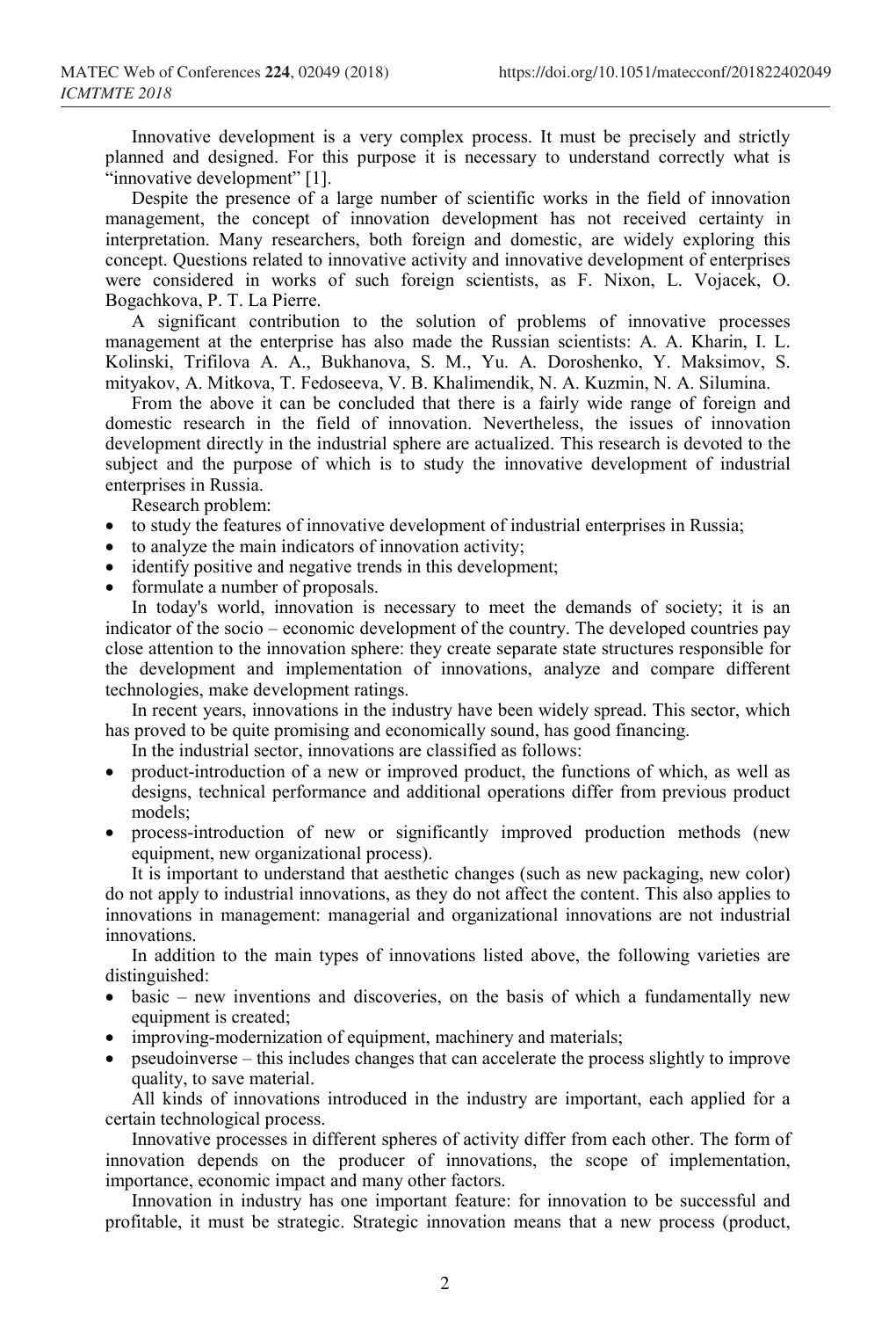Innovative development is a very complex process. It must be precisely and strictly planned and designed. For this purpose it is necessary to understand correctly what is "innovative development" [1].

Despite the presence of a large number of scientific works in the field of innovation management, the concept of innovation development has not received certainty in interpretation. Many researchers, both foreign and domestic, are widely exploring this concept. Questions related to innovative activity and innovative development of enterprises were considered in works of such foreign scientists, as F. Nixon, L. Vojacek, O. Bogachkova, P. T. La Pierre.

A significant contribution to the solution of problems of innovative processes management at the enterprise has also made the Russian scientists: A. A. Kharin, I. L. Kolinski, Trifilova A. A., Bukhanova, S. M., Yu. A. Doroshenko, Y. Maksimov, S. mityakov, A. Mitkova, T. Fedoseeva, V. B. Khalimendik, N. A. Kuzmin, N. A. Silumina.

From the above it can be concluded that there is a fairly wide range of foreign and domestic research in the field of innovation. Nevertheless, the issues of innovation development directly in the industrial sphere are actualized. This research is devoted to the subject and the purpose of which is to study the innovative development of industrial enterprises in Russia.

Research problem:

- to study the features of innovative development of industrial enterprises in Russia;
- to analyze the main indicators of innovation activity;
- identify positive and negative trends in this development;
- formulate a number of proposals.

In today's world, innovation is necessary to meet the demands of society; it is an indicator of the socio – economic development of the country. The developed countries pay close attention to the innovation sphere: they create separate state structures responsible for the development and implementation of innovations, analyze and compare different technologies, make development ratings.

In recent years, innovations in the industry have been widely spread. This sector, which has proved to be quite promising and economically sound, has good financing.

In the industrial sector, innovations are classified as follows:

- product-introduction of a new or improved product, the functions of which, as well as designs, technical performance and additional operations differ from previous product models;
- process-introduction of new or significantly improved production methods (new equipment, new organizational process).

It is important to understand that aesthetic changes (such as new packaging, new color) do not apply to industrial innovations, as they do not affect the content. This also applies to innovations in management: managerial and organizational innovations are not industrial innovations.

In addition to the main types of innovations listed above, the following varieties are distinguished:

- basic – new inventions and discoveries, on the basis of which a fundamentally new equipment is created;
- improving-modernization of equipment, machinery and materials;
- pseudoinverse – this includes changes that can accelerate the process slightly to improve quality, to save material.

All kinds of innovations introduced in the industry are important, each applied for a certain technological process.

Innovative processes in different spheres of activity differ from each other. The form of innovation depends on the producer of innovations, the scope of implementation, importance, economic impact and many other factors.

Innovation in industry has one important feature: for innovation to be successful and profitable, it must be strategic. Strategic innovation means that a new process (product,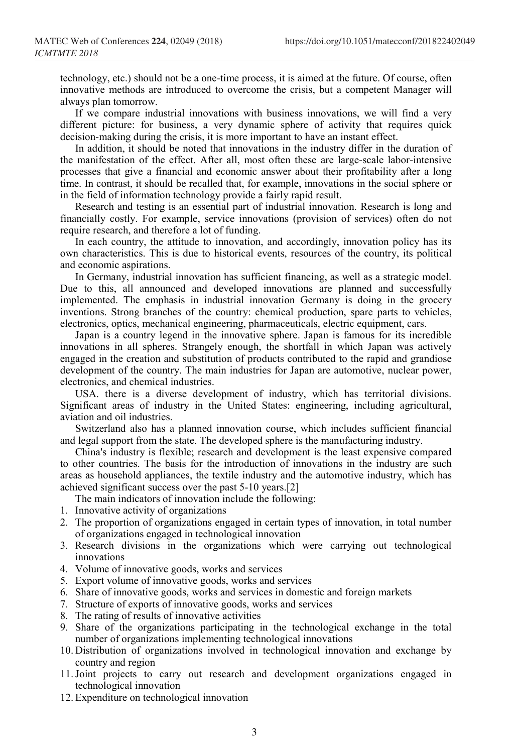technology, etc.) should not be a one-time process, it is aimed at the future. Of course, often innovative methods are introduced to overcome the crisis, but a competent Manager will always plan tomorrow.

If we compare industrial innovations with business innovations, we will find a very different picture: for business, a very dynamic sphere of activity that requires quick decision-making during the crisis, it is more important to have an instant effect.

In addition, it should be noted that innovations in the industry differ in the duration of the manifestation of the effect. After all, most often these are large-scale labor-intensive processes that give a financial and economic answer about their profitability after a long time. In contrast, it should be recalled that, for example, innovations in the social sphere or in the field of information technology provide a fairly rapid result.

Research and testing is an essential part of industrial innovation. Research is long and financially costly. For example, service innovations (provision of services) often do not require research, and therefore a lot of funding.

In each country, the attitude to innovation, and accordingly, innovation policy has its own characteristics. This is due to historical events, resources of the country, its political and economic aspirations.

In Germany, industrial innovation has sufficient financing, as well as a strategic model. Due to this, all announced and developed innovations are planned and successfully implemented. The emphasis in industrial innovation Germany is doing in the grocery inventions. Strong branches of the country: chemical production, spare parts to vehicles, electronics, optics, mechanical engineering, pharmaceuticals, electric equipment, cars.

Japan is a country legend in the innovative sphere. Japan is famous for its incredible innovations in all spheres. Strangely enough, the shortfall in which Japan was actively engaged in the creation and substitution of products contributed to the rapid and grandiose development of the country. The main industries for Japan are automotive, nuclear power, electronics, and chemical industries.

USA. there is a diverse development of industry, which has territorial divisions. Significant areas of industry in the United States: engineering, including agricultural, aviation and oil industries.

Switzerland also has a planned innovation course, which includes sufficient financial and legal support from the state. The developed sphere is the manufacturing industry.

China's industry is flexible; research and development is the least expensive compared to other countries. The basis for the introduction of innovations in the industry are such areas as household appliances, the textile industry and the automotive industry, which has achieved significant success over the past 5-10 years.[2]

The main indicators of innovation include the following:

1. Innovative activity of organizations
2. The proportion of organizations engaged in certain types of innovation, in total number of organizations engaged in technological innovation
3. Research divisions in the organizations which were carrying out technological innovations
4. Volume of innovative goods, works and services
5. Export volume of innovative goods, works and services
6. Share of innovative goods, works and services in domestic and foreign markets
7. Structure of exports of innovative goods, works and services
8. The rating of results of innovative activities
9. Share of the organizations participating in the technological exchange in the total number of organizations implementing technological innovations
10. Distribution of organizations involved in technological innovation and exchange by country and region
11. Joint projects to carry out research and development organizations engaged in technological innovation
12. Expenditure on technological innovation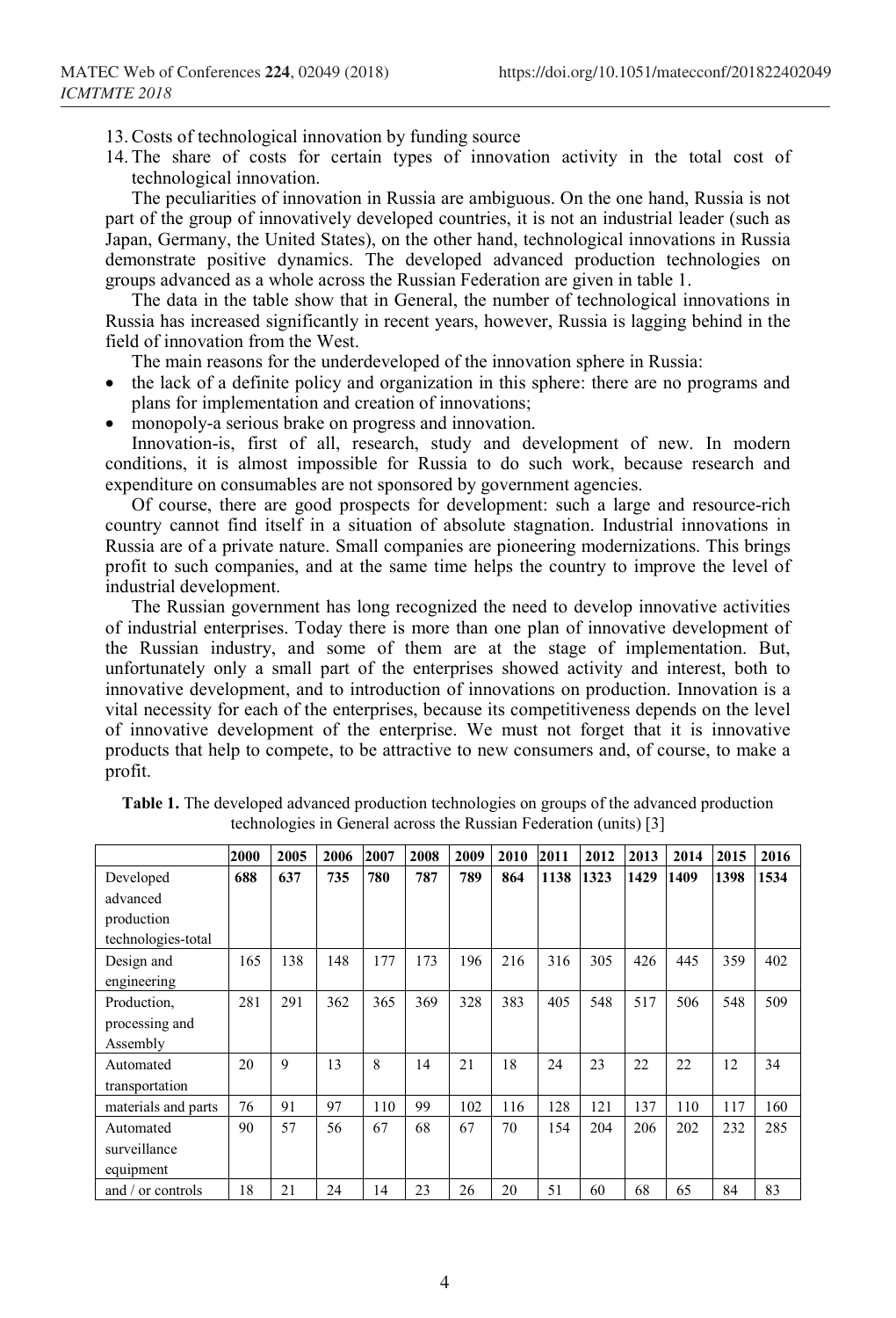13. Costs of technological innovation by funding source
14. The share of costs for certain types of innovation activity in the total cost of technological innovation.

The peculiarities of innovation in Russia are ambiguous. On the one hand, Russia is not part of the group of innovatively developed countries, it is not an industrial leader (such as Japan, Germany, the United States), on the other hand, technological innovations in Russia demonstrate positive dynamics. The developed advanced production technologies on groups advanced as a whole across the Russian Federation are given in table 1.

The data in the table show that in General, the number of technological innovations in Russia has increased significantly in recent years, however, Russia is lagging behind in the field of innovation from the West.

The main reasons for the underdeveloped of the innovation sphere in Russia:

- the lack of a definite policy and organization in this sphere: there are no programs and plans for implementation and creation of innovations;
- monopoly-a serious brake on progress and innovation.

Innovation-is, first of all, research, study and development of new. In modern conditions, it is almost impossible for Russia to do such work, because research and expenditure on consumables are not sponsored by government agencies.

Of course, there are good prospects for development: such a large and resource-rich country cannot find itself in a situation of absolute stagnation. Industrial innovations in Russia are of a private nature. Small companies are pioneering modernizations. This brings profit to such companies, and at the same time helps the country to improve the level of industrial development.

The Russian government has long recognized the need to develop innovative activities of industrial enterprises. Today there is more than one plan of innovative development of the Russian industry, and some of them are at the stage of implementation. But, unfortunately only a small part of the enterprises showed activity and interest, both to innovative development, and to introduction of innovations on production. Innovation is a vital necessity for each of the enterprises, because its competitiveness depends on the level of innovative development of the enterprise. We must not forget that it is innovative products that help to compete, to be attractive to new consumers and, of course, to make a profit.

**Table 1.** The developed advanced production technologies on groups of the advanced production technologies in General across the Russian Federation (units) [3]

| | **2000** | **2005** | **2006** | **2007** | **2008** | **2009** | **2010** | **2011** | **2012** | **2013** | **2014** | **2015** | **2016** |
|---|---|---|---|---|---|---|---|---|---|---|---|---|---|
| Developed advanced production technologies-total | **688** | **637** | **735** | **780** | **787** | **789** | **864** | **1138** | **1323** | **1429** | **1409** | **1398** | **1534** |
| Design and engineering | 165 | 138 | 148 | 177 | 173 | 196 | 216 | 316 | 305 | 426 | 445 | 359 | 402 |
| Production, processing and Assembly | 281 | 291 | 362 | 365 | 369 | 328 | 383 | 405 | 548 | 517 | 506 | 548 | 509 |
| Automated transportation | 20 | 9 | 13 | 8 | 14 | 21 | 18 | 24 | 23 | 22 | 22 | 12 | 34 |
| materials and parts | 76 | 91 | 97 | 110 | 99 | 102 | 116 | 128 | 121 | 137 | 110 | 117 | 160 |
| Automated surveillance equipment | 90 | 57 | 56 | 67 | 68 | 67 | 70 | 154 | 204 | 206 | 202 | 232 | 285 |
| and / or controls | 18 | 21 | 24 | 14 | 23 | 26 | 20 | 51 | 60 | 68 | 65 | 84 | 83 |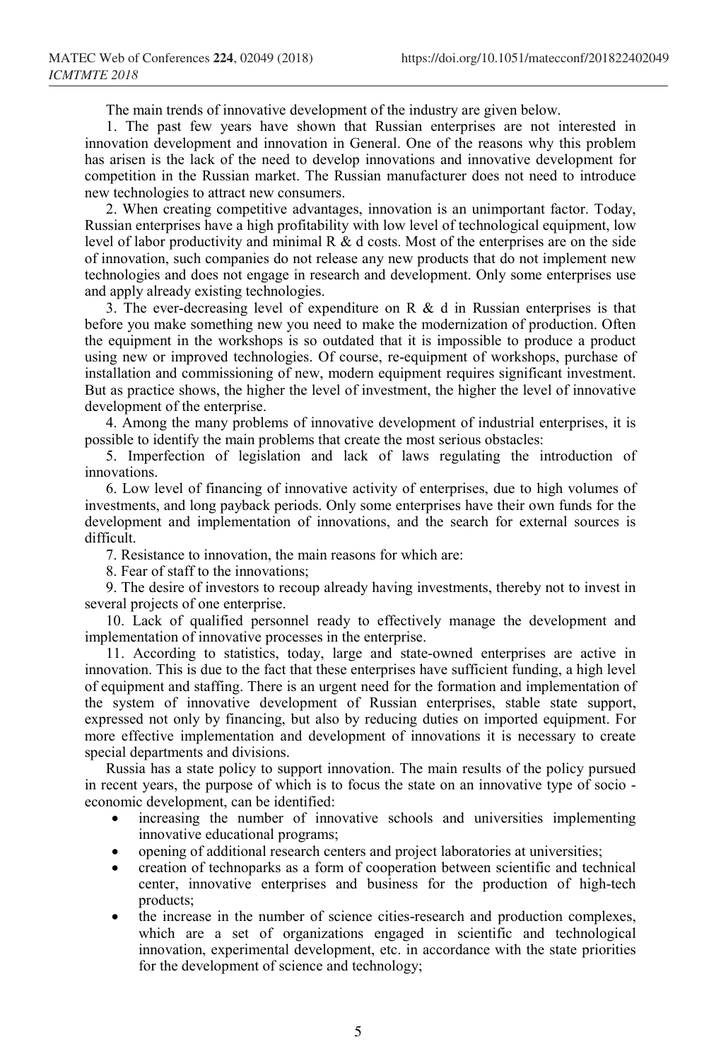The main trends of innovative development of the industry are given below.

1. The past few years have shown that Russian enterprises are not interested in innovation development and innovation in General. One of the reasons why this problem has arisen is the lack of the need to develop innovations and innovative development for competition in the Russian market. The Russian manufacturer does not need to introduce new technologies to attract new consumers.

2. When creating competitive advantages, innovation is an unimportant factor. Today, Russian enterprises have a high profitability with low level of technological equipment, low level of labor productivity and minimal R & d costs. Most of the enterprises are on the side of innovation, such companies do not release any new products that do not implement new technologies and does not engage in research and development. Only some enterprises use and apply already existing technologies.

3. The ever-decreasing level of expenditure on R & d in Russian enterprises is that before you make something new you need to make the modernization of production. Often the equipment in the workshops is so outdated that it is impossible to produce a product using new or improved technologies. Of course, re-equipment of workshops, purchase of installation and commissioning of new, modern equipment requires significant investment. But as practice shows, the higher the level of investment, the higher the level of innovative development of the enterprise.

4. Among the many problems of innovative development of industrial enterprises, it is possible to identify the main problems that create the most serious obstacles:

5. Imperfection of legislation and lack of laws regulating the introduction of innovations.

6. Low level of financing of innovative activity of enterprises, due to high volumes of investments, and long payback periods. Only some enterprises have their own funds for the development and implementation of innovations, and the search for external sources is difficult.

7. Resistance to innovation, the main reasons for which are:

8. Fear of staff to the innovations;

9. The desire of investors to recoup already having investments, thereby not to invest in several projects of one enterprise.

10. Lack of qualified personnel ready to effectively manage the development and implementation of innovative processes in the enterprise.

11. According to statistics, today, large and state-owned enterprises are active in innovation. This is due to the fact that these enterprises have sufficient funding, a high level of equipment and staffing. There is an urgent need for the formation and implementation of the system of innovative development of Russian enterprises, stable state support, expressed not only by financing, but also by reducing duties on imported equipment. For more effective implementation and development of innovations it is necessary to create special departments and divisions.

Russia has a state policy to support innovation. The main results of the policy pursued in recent years, the purpose of which is to focus the state on an innovative type of socio - economic development, can be identified:

- increasing the number of innovative schools and universities implementing innovative educational programs;
- opening of additional research centers and project laboratories at universities;
- creation of technoparks as a form of cooperation between scientific and technical center, innovative enterprises and business for the production of high-tech products;
- the increase in the number of science cities-research and production complexes, which are a set of organizations engaged in scientific and technological innovation, experimental development, etc. in accordance with the state priorities for the development of science and technology;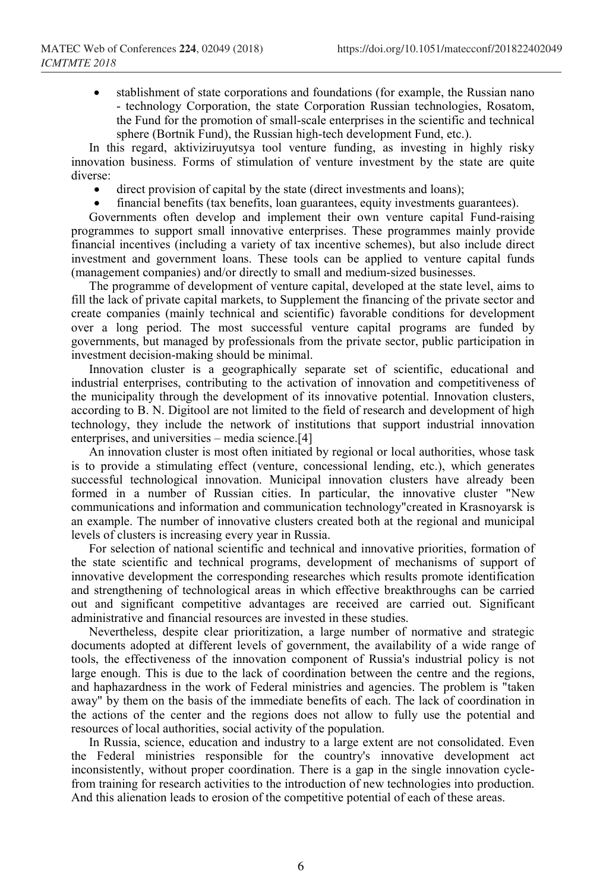- stablishment of state corporations and foundations (for example, the Russian nano - technology Corporation, the state Corporation Russian technologies, Rosatom, the Fund for the promotion of small-scale enterprises in the scientific and technical sphere (Bortnik Fund), the Russian high-tech development Fund, etc.).

In this regard, aktiviziruyutsya tool venture funding, as investing in highly risky innovation business. Forms of stimulation of venture investment by the state are quite diverse:

- direct provision of capital by the state (direct investments and loans);
- financial benefits (tax benefits, loan guarantees, equity investments guarantees).

Governments often develop and implement their own venture capital Fund-raising programmes to support small innovative enterprises. These programmes mainly provide financial incentives (including a variety of tax incentive schemes), but also include direct investment and government loans. These tools can be applied to venture capital funds (management companies) and/or directly to small and medium-sized businesses.

The programme of development of venture capital, developed at the state level, aims to fill the lack of private capital markets, to Supplement the financing of the private sector and create companies (mainly technical and scientific) favorable conditions for development over a long period. The most successful venture capital programs are funded by governments, but managed by professionals from the private sector, public participation in investment decision-making should be minimal.

Innovation cluster is a geographically separate set of scientific, educational and industrial enterprises, contributing to the activation of innovation and competitiveness of the municipality through the development of its innovative potential. Innovation clusters, according to B. N. Digitool are not limited to the field of research and development of high technology, they include the network of institutions that support industrial innovation enterprises, and universities – media science.[4]

An innovation cluster is most often initiated by regional or local authorities, whose task is to provide a stimulating effect (venture, concessional lending, etc.), which generates successful technological innovation. Municipal innovation clusters have already been formed in a number of Russian cities. In particular, the innovative cluster "New communications and information and communication technology"created in Krasnoyarsk is an example. The number of innovative clusters created both at the regional and municipal levels of clusters is increasing every year in Russia.

For selection of national scientific and technical and innovative priorities, formation of the state scientific and technical programs, development of mechanisms of support of innovative development the corresponding researches which results promote identification and strengthening of technological areas in which effective breakthroughs can be carried out and significant competitive advantages are received are carried out. Significant administrative and financial resources are invested in these studies.

Nevertheless, despite clear prioritization, a large number of normative and strategic documents adopted at different levels of government, the availability of a wide range of tools, the effectiveness of the innovation component of Russia's industrial policy is not large enough. This is due to the lack of coordination between the centre and the regions, and haphazardness in the work of Federal ministries and agencies. The problem is "taken away" by them on the basis of the immediate benefits of each. The lack of coordination in the actions of the center and the regions does not allow to fully use the potential and resources of local authorities, social activity of the population.

In Russia, science, education and industry to a large extent are not consolidated. Even the Federal ministries responsible for the country's innovative development act inconsistently, without proper coordination. There is a gap in the single innovation cycle-from training for research activities to the introduction of new technologies into production. And this alienation leads to erosion of the competitive potential of each of these areas.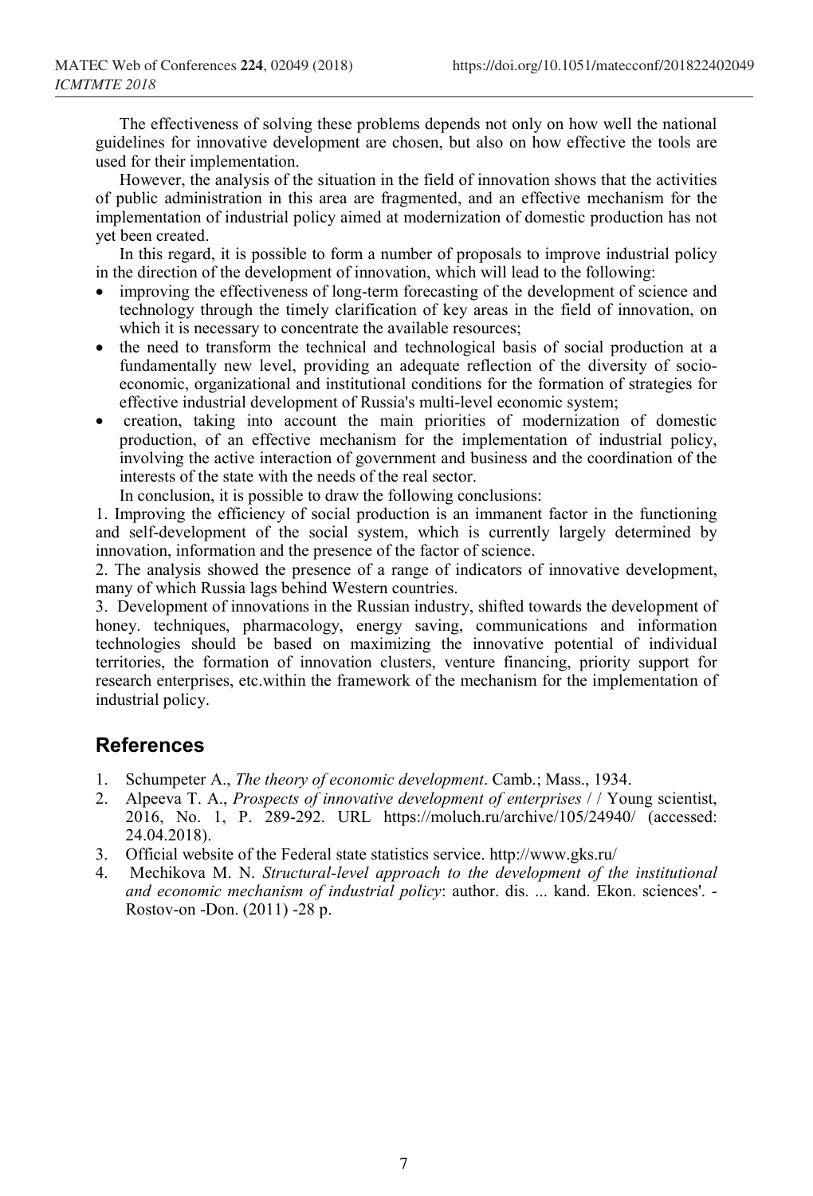The effectiveness of solving these problems depends not only on how well the national guidelines for innovative development are chosen, but also on how effective the tools are used for their implementation.

However, the analysis of the situation in the field of innovation shows that the activities of public administration in this area are fragmented, and an effective mechanism for the implementation of industrial policy aimed at modernization of domestic production has not yet been created.

In this regard, it is possible to form a number of proposals to improve industrial policy in the direction of the development of innovation, which will lead to the following:

- improving the effectiveness of long-term forecasting of the development of science and technology through the timely clarification of key areas in the field of innovation, on which it is necessary to concentrate the available resources;
- the need to transform the technical and technological basis of social production at a fundamentally new level, providing an adequate reflection of the diversity of socio-economic, organizational and institutional conditions for the formation of strategies for effective industrial development of Russia's multi-level economic system;
- creation, taking into account the main priorities of modernization of domestic production, of an effective mechanism for the implementation of industrial policy, involving the active interaction of government and business and the coordination of the interests of the state with the needs of the real sector.

In conclusion, it is possible to draw the following conclusions:

1. Improving the efficiency of social production is an immanent factor in the functioning and self-development of the social system, which is currently largely determined by innovation, information and the presence of the factor of science.
2. The analysis showed the presence of a range of indicators of innovative development, many of which Russia lags behind Western countries.
3. Development of innovations in the Russian industry, shifted towards the development of honey. techniques, pharmacology, energy saving, communications and information technologies should be based on maximizing the innovative potential of individual territories, the formation of innovation clusters, venture financing, priority support for research enterprises, etc.within the framework of the mechanism for the implementation of industrial policy.

## References

1. Schumpeter A., *The theory of economic development*. Camb.; Mass., 1934.
2. Alpeeva T. A., *Prospects of innovative development of enterprises* / / Young scientist, 2016, No. 1, P. 289-292. URL https://moluch.ru/archive/105/24940/ (accessed: 24.04.2018).
3. Official website of the Federal state statistics service. http://www.gks.ru/
4. Mechikova M. N. *Structural-level approach to the development of the institutional and economic mechanism of industrial policy*: author. dis. ... kand. Ekon. sciences'. - Rostov-on -Don. (2011) -28 p.